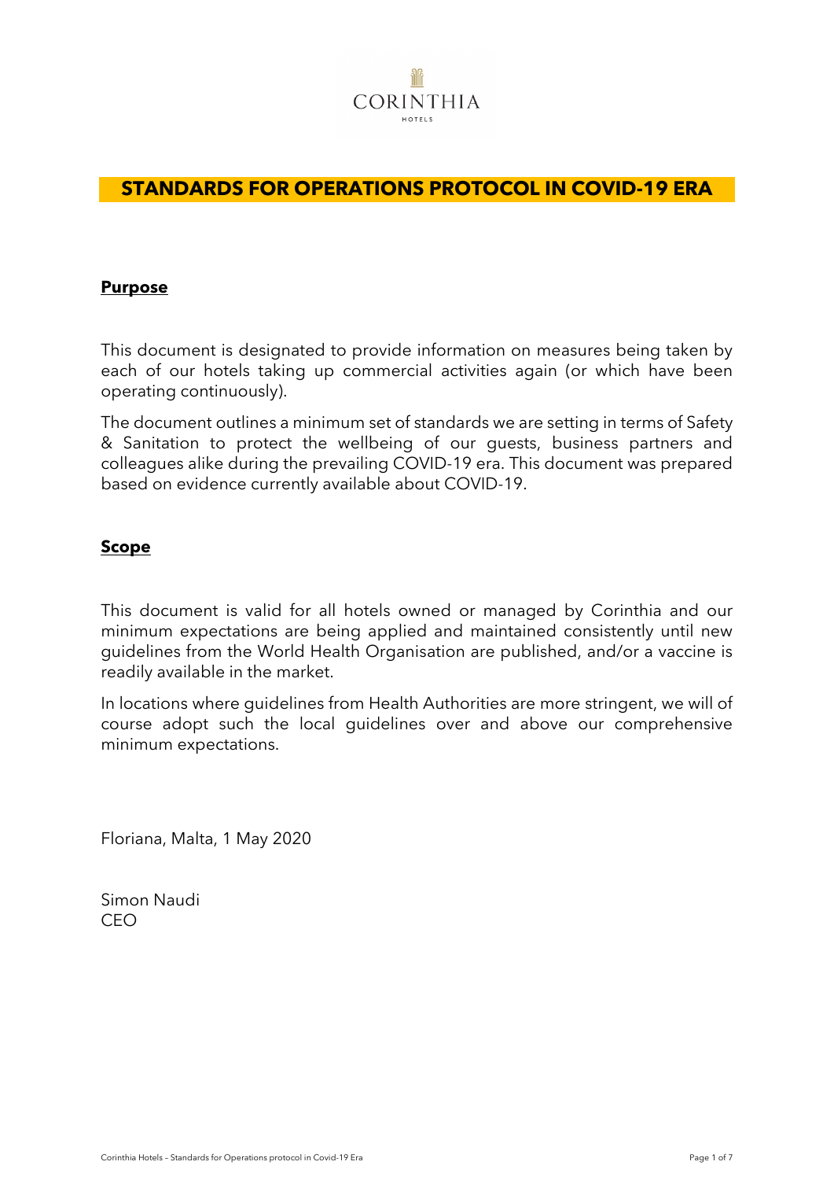CORINTHIA
HOTELS

# STANDARDS FOR OPERATIONS PROTOCOL IN COVID-19 ERA

## Purpose

This document is designated to provide information on measures being taken by each of our hotels taking up commercial activities again (or which have been operating continuously).

The document outlines a minimum set of standards we are setting in terms of Safety & Sanitation to protect the wellbeing of our guests, business partners and colleagues alike during the prevailing COVID-19 era. This document was prepared based on evidence currently available about COVID-19.

## Scope

This document is valid for all hotels owned or managed by Corinthia and our minimum expectations are being applied and maintained consistently until new guidelines from the World Health Organisation are published, and/or a vaccine is readily available in the market.

In locations where guidelines from Health Authorities are more stringent, we will of course adopt such the local guidelines over and above our comprehensive minimum expectations.

Floriana, Malta, 1 May 2020

Simon Naudi
CEO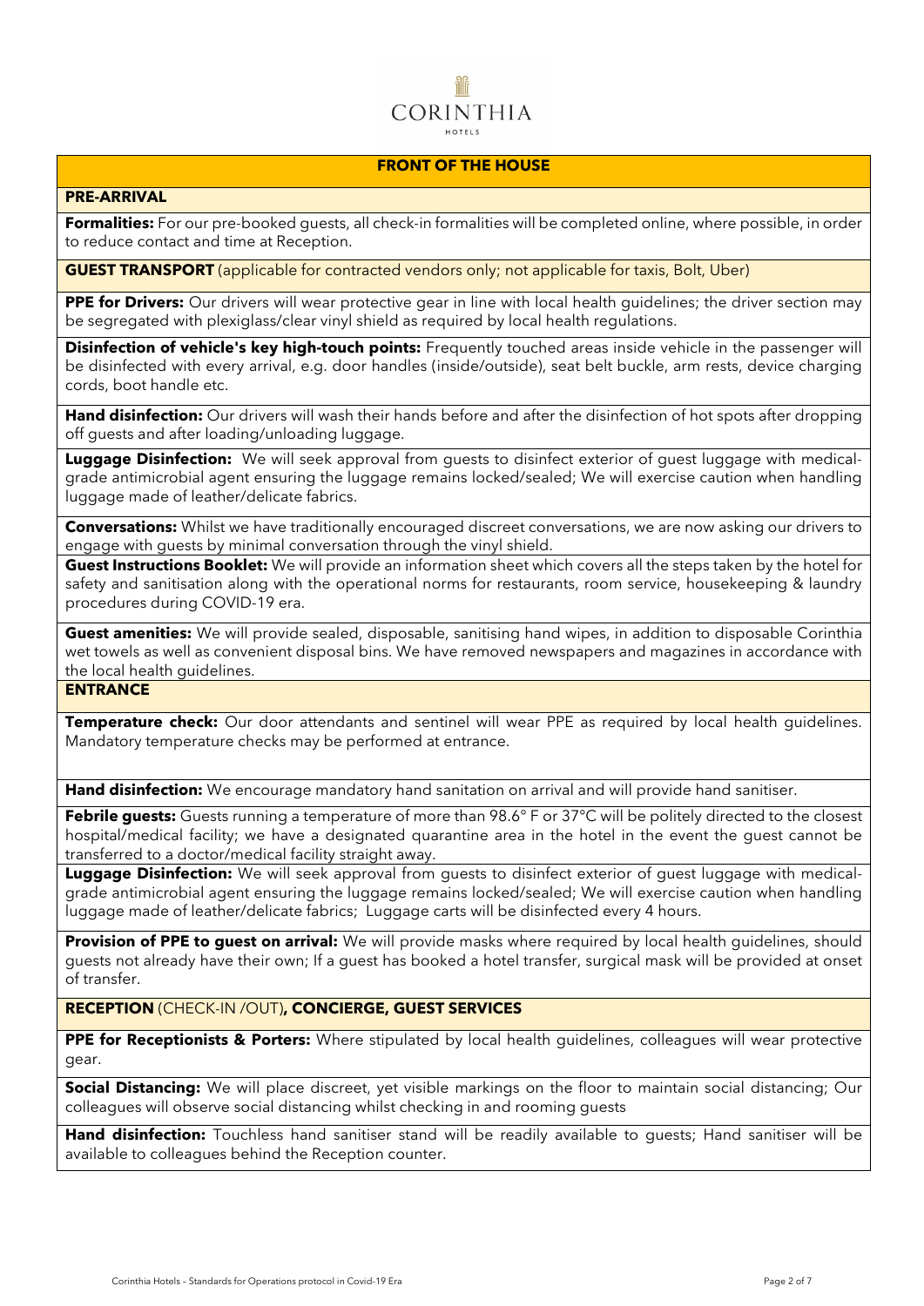CORINTHIA HOTELS

## FRONT OF THE HOUSE

### PRE-ARRIVAL

**Formalities:** For our pre-booked guests, all check-in formalities will be completed online, where possible, in order to reduce contact and time at Reception.

### GUEST TRANSPORT (applicable for contracted vendors only; not applicable for taxis, Bolt, Uber)

**PPE for Drivers:** Our drivers will wear protective gear in line with local health guidelines; the driver section may be segregated with plexiglass/clear vinyl shield as required by local health regulations.

**Disinfection of vehicle's key high-touch points:** Frequently touched areas inside vehicle in the passenger will be disinfected with every arrival, e.g. door handles (inside/outside), seat belt buckle, arm rests, device charging cords, boot handle etc.

**Hand disinfection:** Our drivers will wash their hands before and after the disinfection of hot spots after dropping off guests and after loading/unloading luggage.

**Luggage Disinfection:** We will seek approval from guests to disinfect exterior of guest luggage with medical-grade antimicrobial agent ensuring the luggage remains locked/sealed; We will exercise caution when handling luggage made of leather/delicate fabrics.

**Conversations:** Whilst we have traditionally encouraged discreet conversations, we are now asking our drivers to engage with guests by minimal conversation through the vinyl shield.

**Guest Instructions Booklet:** We will provide an information sheet which covers all the steps taken by the hotel for safety and sanitisation along with the operational norms for restaurants, room service, housekeeping & laundry procedures during COVID-19 era.

**Guest amenities:** We will provide sealed, disposable, sanitising hand wipes, in addition to disposable Corinthia wet towels as well as convenient disposal bins. We have removed newspapers and magazines in accordance with the local health guidelines.

### ENTRANCE

**Temperature check:** Our door attendants and sentinel will wear PPE as required by local health guidelines. Mandatory temperature checks may be performed at entrance.

**Hand disinfection:** We encourage mandatory hand sanitation on arrival and will provide hand sanitiser.

**Febrile guests:** Guests running a temperature of more than 98.6° F or 37°C will be politely directed to the closest hospital/medical facility; we have a designated quarantine area in the hotel in the event the guest cannot be transferred to a doctor/medical facility straight away.

**Luggage Disinfection:** We will seek approval from guests to disinfect exterior of guest luggage with medical-grade antimicrobial agent ensuring the luggage remains locked/sealed; We will exercise caution when handling luggage made of leather/delicate fabrics; Luggage carts will be disinfected every 4 hours.

**Provision of PPE to guest on arrival:** We will provide masks where required by local health guidelines, should guests not already have their own; If a guest has booked a hotel transfer, surgical mask will be provided at onset of transfer.

### RECEPTION (CHECK-IN /OUT), CONCIERGE, GUEST SERVICES

**PPE for Receptionists & Porters:** Where stipulated by local health guidelines, colleagues will wear protective gear.

**Social Distancing:** We will place discreet, yet visible markings on the floor to maintain social distancing; Our colleagues will observe social distancing whilst checking in and rooming guests

**Hand disinfection:** Touchless hand sanitiser stand will be readily available to guests; Hand sanitiser will be available to colleagues behind the Reception counter.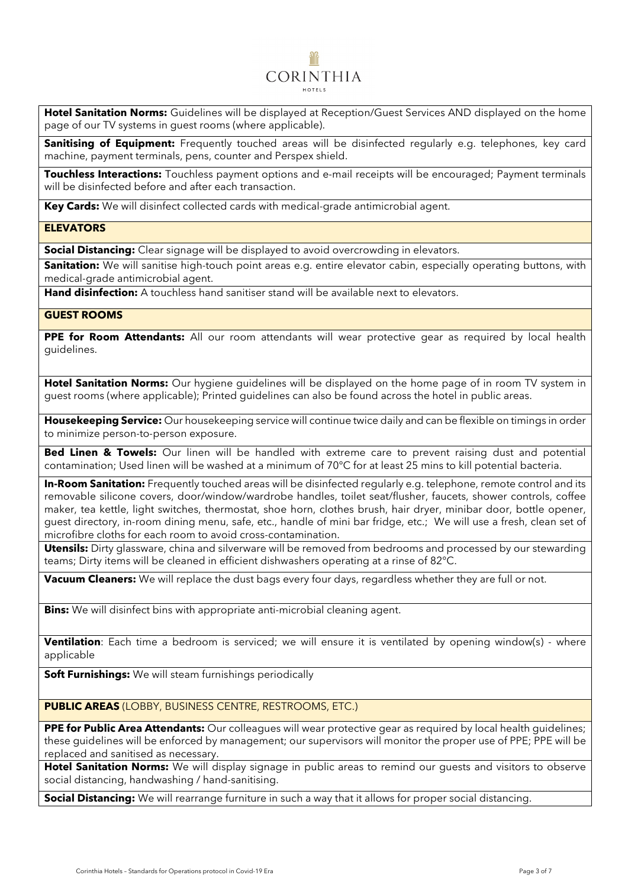**Hotel Sanitation Norms:** Guidelines will be displayed at Reception/Guest Services AND displayed on the home page of our TV systems in guest rooms (where applicable).

**Sanitising of Equipment:** Frequently touched areas will be disinfected regularly e.g. telephones, key card machine, payment terminals, pens, counter and Perspex shield.

**Touchless Interactions:** Touchless payment options and e-mail receipts will be encouraged; Payment terminals will be disinfected before and after each transaction.

**Key Cards:** We will disinfect collected cards with medical-grade antimicrobial agent.

## ELEVATORS

**Social Distancing:** Clear signage will be displayed to avoid overcrowding in elevators.

**Sanitation:** We will sanitise high-touch point areas e.g. entire elevator cabin, especially operating buttons, with medical-grade antimicrobial agent.

**Hand disinfection:** A touchless hand sanitiser stand will be available next to elevators.

## GUEST ROOMS

**PPE for Room Attendants:** All our room attendants will wear protective gear as required by local health guidelines.

**Hotel Sanitation Norms:** Our hygiene guidelines will be displayed on the home page of in room TV system in guest rooms (where applicable); Printed guidelines can also be found across the hotel in public areas.

**Housekeeping Service:** Our housekeeping service will continue twice daily and can be flexible on timings in order to minimize person-to-person exposure.

**Bed Linen & Towels:** Our linen will be handled with extreme care to prevent raising dust and potential contamination; Used linen will be washed at a minimum of 70°C for at least 25 mins to kill potential bacteria.

**In-Room Sanitation:** Frequently touched areas will be disinfected regularly e.g. telephone, remote control and its removable silicone covers, door/window/wardrobe handles, toilet seat/flusher, faucets, shower controls, coffee maker, tea kettle, light switches, thermostat, shoe horn, clothes brush, hair dryer, minibar door, bottle opener, guest directory, in-room dining menu, safe, etc., handle of mini bar fridge, etc.; We will use a fresh, clean set of microfibre cloths for each room to avoid cross-contamination.

**Utensils:** Dirty glassware, china and silverware will be removed from bedrooms and processed by our stewarding teams; Dirty items will be cleaned in efficient dishwashers operating at a rinse of 82°C.

**Vacuum Cleaners:** We will replace the dust bags every four days, regardless whether they are full or not.

**Bins:** We will disinfect bins with appropriate anti-microbial cleaning agent.

**Ventilation**: Each time a bedroom is serviced; we will ensure it is ventilated by opening window(s) - where applicable

**Soft Furnishings:** We will steam furnishings periodically

## PUBLIC AREAS (LOBBY, BUSINESS CENTRE, RESTROOMS, ETC.)

**PPE for Public Area Attendants:** Our colleagues will wear protective gear as required by local health guidelines; these guidelines will be enforced by management; our supervisors will monitor the proper use of PPE; PPE will be replaced and sanitised as necessary.

**Hotel Sanitation Norms:** We will display signage in public areas to remind our guests and visitors to observe social distancing, handwashing / hand-sanitising.

**Social Distancing:** We will rearrange furniture in such a way that it allows for proper social distancing.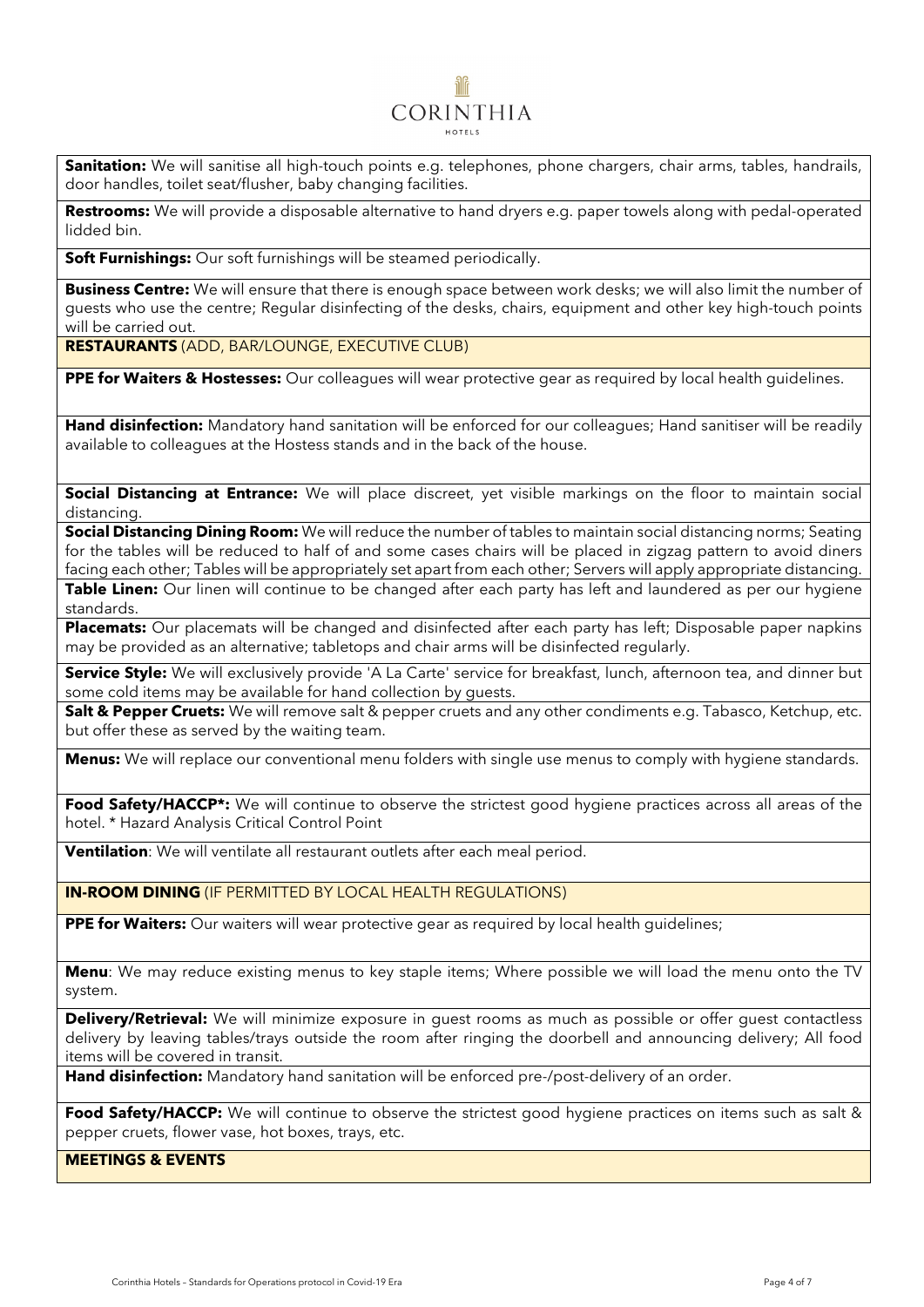**Sanitation:** We will sanitise all high-touch points e.g. telephones, phone chargers, chair arms, tables, handrails, door handles, toilet seat/flusher, baby changing facilities.

**Restrooms:** We will provide a disposable alternative to hand dryers e.g. paper towels along with pedal-operated lidded bin.

**Soft Furnishings:** Our soft furnishings will be steamed periodically.

**Business Centre:** We will ensure that there is enough space between work desks; we will also limit the number of guests who use the centre; Regular disinfecting of the desks, chairs, equipment and other key high-touch points will be carried out.

**RESTAURANTS** (ADD, BAR/LOUNGE, EXECUTIVE CLUB)

**PPE for Waiters & Hostesses:** Our colleagues will wear protective gear as required by local health guidelines.

**Hand disinfection:** Mandatory hand sanitation will be enforced for our colleagues; Hand sanitiser will be readily available to colleagues at the Hostess stands and in the back of the house.

**Social Distancing at Entrance:** We will place discreet, yet visible markings on the floor to maintain social distancing.

**Social Distancing Dining Room:** We will reduce the number of tables to maintain social distancing norms; Seating for the tables will be reduced to half of and some cases chairs will be placed in zigzag pattern to avoid diners facing each other; Tables will be appropriately set apart from each other; Servers will apply appropriate distancing.

**Table Linen:** Our linen will continue to be changed after each party has left and laundered as per our hygiene standards.

**Placemats:** Our placemats will be changed and disinfected after each party has left; Disposable paper napkins may be provided as an alternative; tabletops and chair arms will be disinfected regularly.

**Service Style:** We will exclusively provide 'A La Carte' service for breakfast, lunch, afternoon tea, and dinner but some cold items may be available for hand collection by guests.

**Salt & Pepper Cruets:** We will remove salt & pepper cruets and any other condiments e.g. Tabasco, Ketchup, etc. but offer these as served by the waiting team.

**Menus:** We will replace our conventional menu folders with single use menus to comply with hygiene standards.

**Food Safety/HACCP*:** We will continue to observe the strictest good hygiene practices across all areas of the hotel. * Hazard Analysis Critical Control Point

**Ventilation**: We will ventilate all restaurant outlets after each meal period.

**IN-ROOM DINING** (IF PERMITTED BY LOCAL HEALTH REGULATIONS)

**PPE for Waiters:** Our waiters will wear protective gear as required by local health guidelines;

**Menu**: We may reduce existing menus to key staple items; Where possible we will load the menu onto the TV system.

**Delivery/Retrieval:** We will minimize exposure in guest rooms as much as possible or offer guest contactless delivery by leaving tables/trays outside the room after ringing the doorbell and announcing delivery; All food items will be covered in transit.

**Hand disinfection:** Mandatory hand sanitation will be enforced pre-/post-delivery of an order.

**Food Safety/HACCP:** We will continue to observe the strictest good hygiene practices on items such as salt & pepper cruets, flower vase, hot boxes, trays, etc.

**MEETINGS & EVENTS**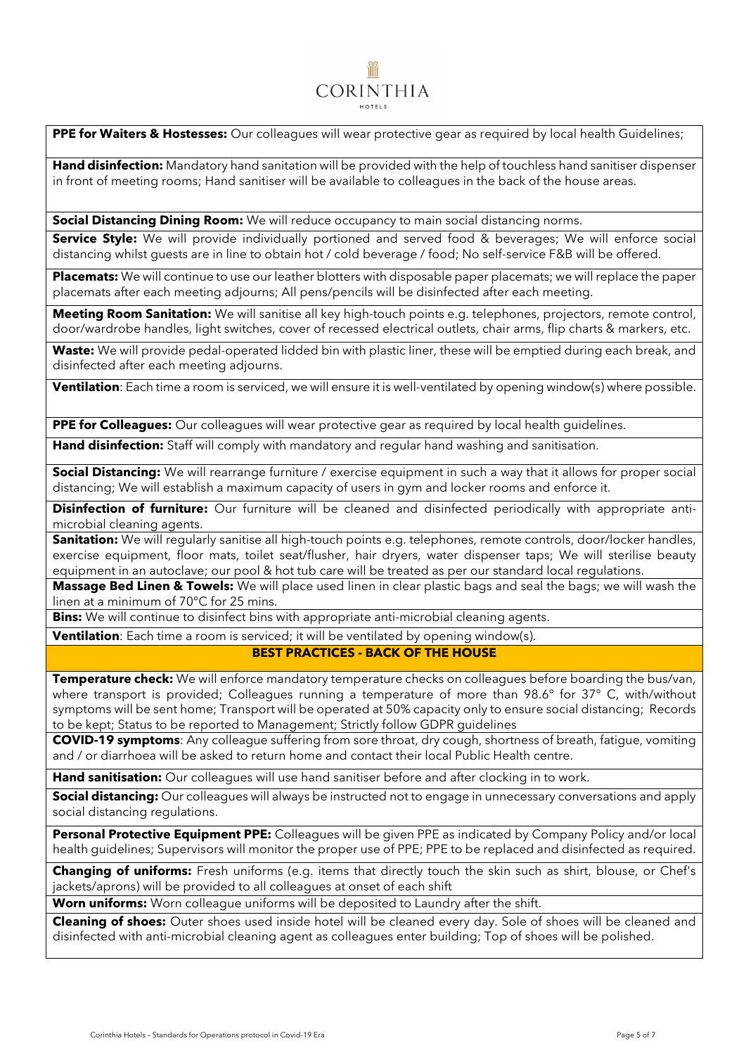**PPE for Waiters & Hostesses:** Our colleagues will wear protective gear as required by local health Guidelines;

**Hand disinfection:** Mandatory hand sanitation will be provided with the help of touchless hand sanitiser dispenser in front of meeting rooms; Hand sanitiser will be available to colleagues in the back of the house areas.

**Social Distancing Dining Room:** We will reduce occupancy to main social distancing norms.

**Service Style:** We will provide individually portioned and served food & beverages; We will enforce social distancing whilst guests are in line to obtain hot / cold beverage / food; No self-service F&B will be offered.

**Placemats:** We will continue to use our leather blotters with disposable paper placemats; we will replace the paper placemats after each meeting adjourns; All pens/pencils will be disinfected after each meeting.

**Meeting Room Sanitation:** We will sanitise all key high-touch points e.g. telephones, projectors, remote control, door/wardrobe handles, light switches, cover of recessed electrical outlets, chair arms, flip charts & markers, etc.

**Waste:** We will provide pedal-operated lidded bin with plastic liner, these will be emptied during each break, and disinfected after each meeting adjourns.

**Ventilation**: Each time a room is serviced, we will ensure it is well-ventilated by opening window(s) where possible.

**PPE for Colleagues:** Our colleagues will wear protective gear as required by local health guidelines.

**Hand disinfection:** Staff will comply with mandatory and regular hand washing and sanitisation.

**Social Distancing:** We will rearrange furniture / exercise equipment in such a way that it allows for proper social distancing; We will establish a maximum capacity of users in gym and locker rooms and enforce it.

**Disinfection of furniture:** Our furniture will be cleaned and disinfected periodically with appropriate anti-microbial cleaning agents.

**Sanitation:** We will regularly sanitise all high-touch points e.g. telephones, remote controls, door/locker handles, exercise equipment, floor mats, toilet seat/flusher, hair dryers, water dispenser taps; We will sterilise beauty equipment in an autoclave; our pool & hot tub care will be treated as per our standard local regulations.

**Massage Bed Linen & Towels:** We will place used linen in clear plastic bags and seal the bags; we will wash the linen at a minimum of 70°C for 25 mins.

**Bins:** We will continue to disinfect bins with appropriate anti-microbial cleaning agents.

**Ventilation**: Each time a room is serviced; it will be ventilated by opening window(s).

## BEST PRACTICES - BACK OF THE HOUSE

**Temperature check:** We will enforce mandatory temperature checks on colleagues before boarding the bus/van, where transport is provided; Colleagues running a temperature of more than 98.6° for 37° C, with/without symptoms will be sent home; Transport will be operated at 50% capacity only to ensure social distancing; Records to be kept; Status to be reported to Management; Strictly follow GDPR guidelines

**COVID-19 symptoms**: Any colleague suffering from sore throat, dry cough, shortness of breath, fatigue, vomiting and / or diarrhoea will be asked to return home and contact their local Public Health centre.

**Hand sanitisation:** Our colleagues will use hand sanitiser before and after clocking in to work.

**Social distancing:** Our colleagues will always be instructed not to engage in unnecessary conversations and apply social distancing regulations.

**Personal Protective Equipment PPE:** Colleagues will be given PPE as indicated by Company Policy and/or local health guidelines; Supervisors will monitor the proper use of PPE; PPE to be replaced and disinfected as required.

**Changing of uniforms:** Fresh uniforms (e.g. items that directly touch the skin such as shirt, blouse, or Chef's jackets/aprons) will be provided to all colleagues at onset of each shift

**Worn uniforms:** Worn colleague uniforms will be deposited to Laundry after the shift.

**Cleaning of shoes:** Outer shoes used inside hotel will be cleaned every day. Sole of shoes will be cleaned and disinfected with anti-microbial cleaning agent as colleagues enter building; Top of shoes will be polished.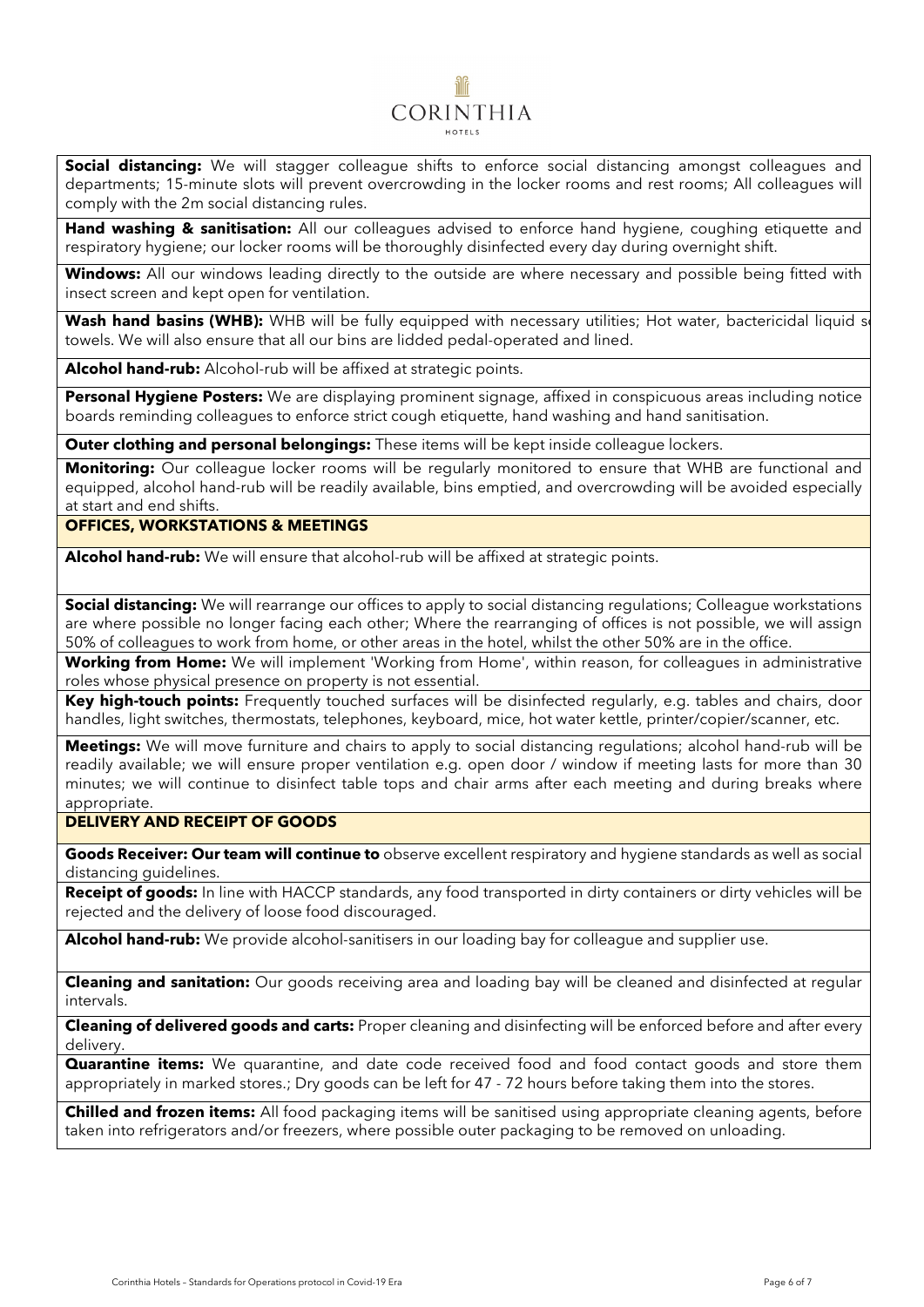**Social distancing:** We will stagger colleague shifts to enforce social distancing amongst colleagues and departments; 15-minute slots will prevent overcrowding in the locker rooms and rest rooms; All colleagues will comply with the 2m social distancing rules.

**Hand washing & sanitisation:** All our colleagues advised to enforce hand hygiene, coughing etiquette and respiratory hygiene; our locker rooms will be thoroughly disinfected every day during overnight shift.

**Windows:** All our windows leading directly to the outside are where necessary and possible being fitted with insect screen and kept open for ventilation.

**Wash hand basins (WHB):** WHB will be fully equipped with necessary utilities; Hot water, bactericidal liquid s towels. We will also ensure that all our bins are lidded pedal-operated and lined.

**Alcohol hand-rub:** Alcohol-rub will be affixed at strategic points.

**Personal Hygiene Posters:** We are displaying prominent signage, affixed in conspicuous areas including notice boards reminding colleagues to enforce strict cough etiquette, hand washing and hand sanitisation.

**Outer clothing and personal belongings:** These items will be kept inside colleague lockers.

**Monitoring:** Our colleague locker rooms will be regularly monitored to ensure that WHB are functional and equipped, alcohol hand-rub will be readily available, bins emptied, and overcrowding will be avoided especially at start and end shifts.

**OFFICES, WORKSTATIONS & MEETINGS**

**Alcohol hand-rub:** We will ensure that alcohol-rub will be affixed at strategic points.

**Social distancing:** We will rearrange our offices to apply to social distancing regulations; Colleague workstations are where possible no longer facing each other; Where the rearranging of offices is not possible, we will assign 50% of colleagues to work from home, or other areas in the hotel, whilst the other 50% are in the office.

**Working from Home:** We will implement 'Working from Home', within reason, for colleagues in administrative roles whose physical presence on property is not essential.

**Key high-touch points:** Frequently touched surfaces will be disinfected regularly, e.g. tables and chairs, door handles, light switches, thermostats, telephones, keyboard, mice, hot water kettle, printer/copier/scanner, etc.

**Meetings:** We will move furniture and chairs to apply to social distancing regulations; alcohol hand-rub will be readily available; we will ensure proper ventilation e.g. open door / window if meeting lasts for more than 30 minutes; we will continue to disinfect table tops and chair arms after each meeting and during breaks where appropriate.

**DELIVERY AND RECEIPT OF GOODS**

**Goods Receiver: Our team will continue to** observe excellent respiratory and hygiene standards as well as social distancing guidelines.

**Receipt of goods:** In line with HACCP standards, any food transported in dirty containers or dirty vehicles will be rejected and the delivery of loose food discouraged.

**Alcohol hand-rub:** We provide alcohol-sanitisers in our loading bay for colleague and supplier use.

**Cleaning and sanitation:** Our goods receiving area and loading bay will be cleaned and disinfected at regular intervals.

**Cleaning of delivered goods and carts:** Proper cleaning and disinfecting will be enforced before and after every delivery.

**Quarantine items:** We quarantine, and date code received food and food contact goods and store them appropriately in marked stores.; Dry goods can be left for 47 - 72 hours before taking them into the stores.

**Chilled and frozen items:** All food packaging items will be sanitised using appropriate cleaning agents, before taken into refrigerators and/or freezers, where possible outer packaging to be removed on unloading.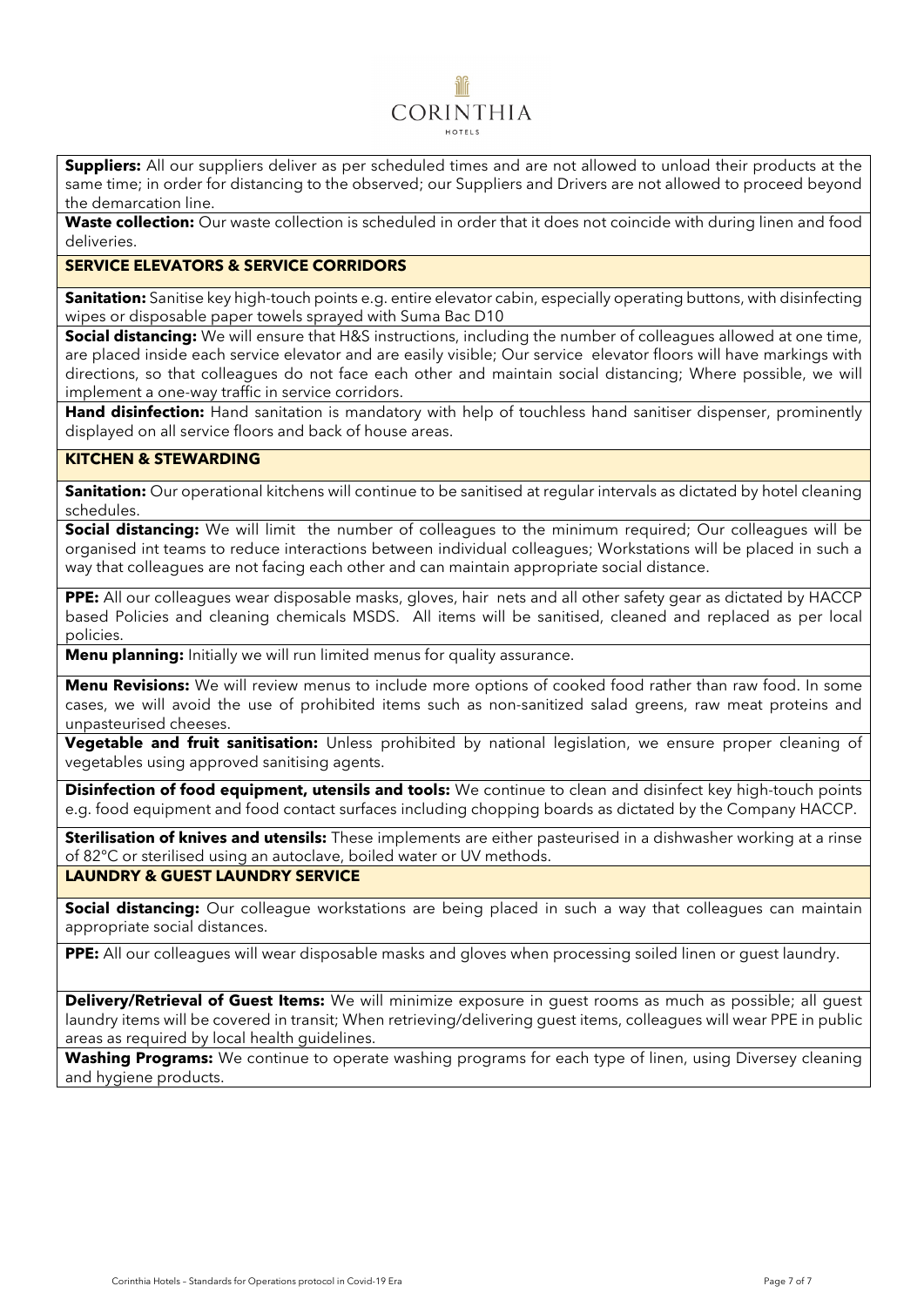**Suppliers:** All our suppliers deliver as per scheduled times and are not allowed to unload their products at the same time; in order for distancing to the observed; our Suppliers and Drivers are not allowed to proceed beyond the demarcation line.

**Waste collection:** Our waste collection is scheduled in order that it does not coincide with during linen and food deliveries.

## SERVICE ELEVATORS & SERVICE CORRIDORS

**Sanitation:** Sanitise key high-touch points e.g. entire elevator cabin, especially operating buttons, with disinfecting wipes or disposable paper towels sprayed with Suma Bac D10

**Social distancing:** We will ensure that H&S instructions, including the number of colleagues allowed at one time, are placed inside each service elevator and are easily visible; Our service elevator floors will have markings with directions, so that colleagues do not face each other and maintain social distancing; Where possible, we will implement a one-way traffic in service corridors.

**Hand disinfection:** Hand sanitation is mandatory with help of touchless hand sanitiser dispenser, prominently displayed on all service floors and back of house areas.

## KITCHEN & STEWARDING

**Sanitation:** Our operational kitchens will continue to be sanitised at regular intervals as dictated by hotel cleaning schedules.

**Social distancing:** We will limit the number of colleagues to the minimum required; Our colleagues will be organised int teams to reduce interactions between individual colleagues; Workstations will be placed in such a way that colleagues are not facing each other and can maintain appropriate social distance.

**PPE:** All our colleagues wear disposable masks, gloves, hair nets and all other safety gear as dictated by HACCP based Policies and cleaning chemicals MSDS. All items will be sanitised, cleaned and replaced as per local policies.

**Menu planning:** Initially we will run limited menus for quality assurance.

**Menu Revisions:** We will review menus to include more options of cooked food rather than raw food. In some cases, we will avoid the use of prohibited items such as non-sanitized salad greens, raw meat proteins and unpasteurised cheeses.

**Vegetable and fruit sanitisation:** Unless prohibited by national legislation, we ensure proper cleaning of vegetables using approved sanitising agents.

**Disinfection of food equipment, utensils and tools:** We continue to clean and disinfect key high-touch points e.g. food equipment and food contact surfaces including chopping boards as dictated by the Company HACCP.

**Sterilisation of knives and utensils:** These implements are either pasteurised in a dishwasher working at a rinse of 82°C or sterilised using an autoclave, boiled water or UV methods.

## LAUNDRY & GUEST LAUNDRY SERVICE

**Social distancing:** Our colleague workstations are being placed in such a way that colleagues can maintain appropriate social distances.

**PPE:** All our colleagues will wear disposable masks and gloves when processing soiled linen or guest laundry.

**Delivery/Retrieval of Guest Items:** We will minimize exposure in guest rooms as much as possible; all guest laundry items will be covered in transit; When retrieving/delivering guest items, colleagues will wear PPE in public areas as required by local health guidelines.

**Washing Programs:** We continue to operate washing programs for each type of linen, using Diversey cleaning and hygiene products.